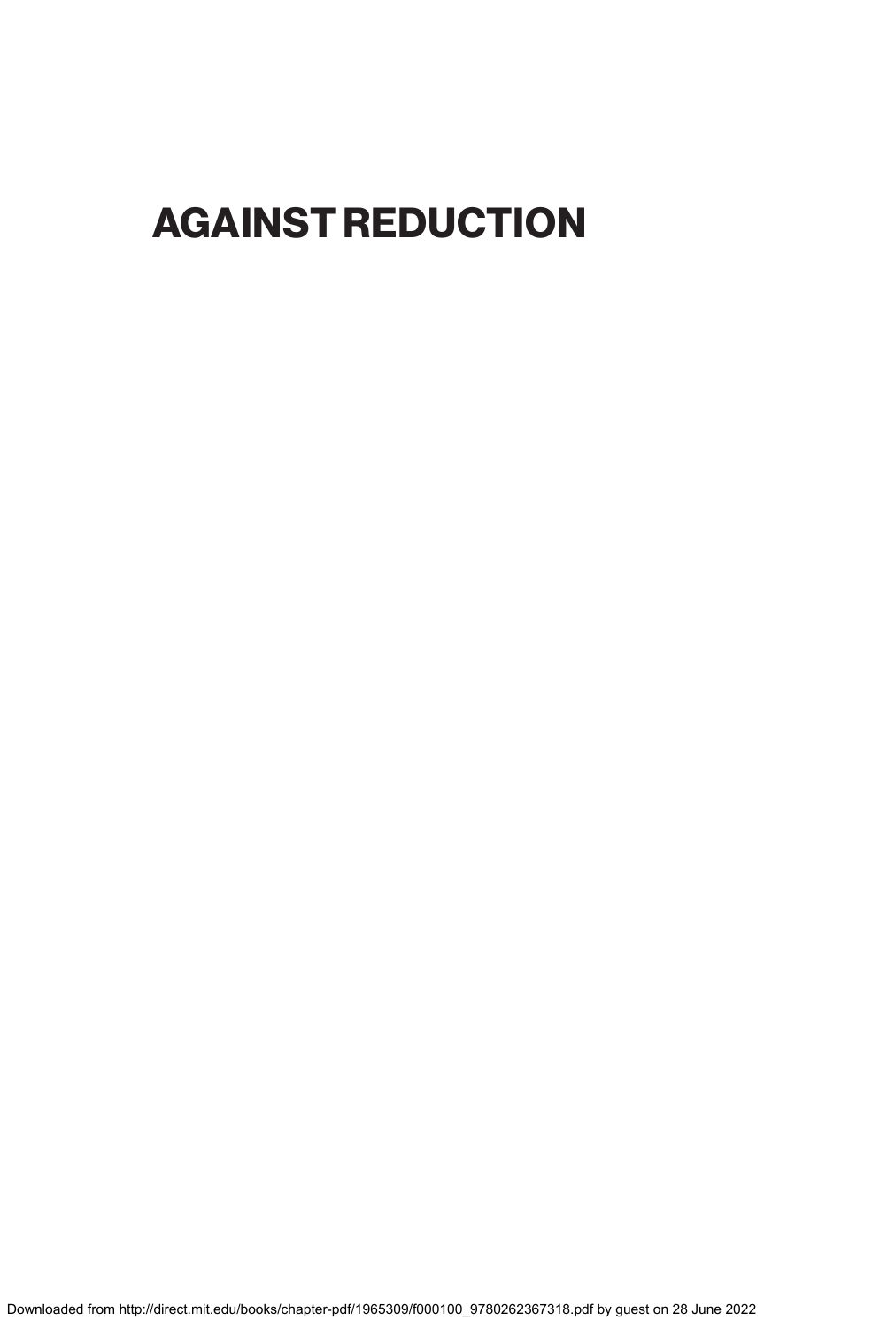# AGAINST REDUCTION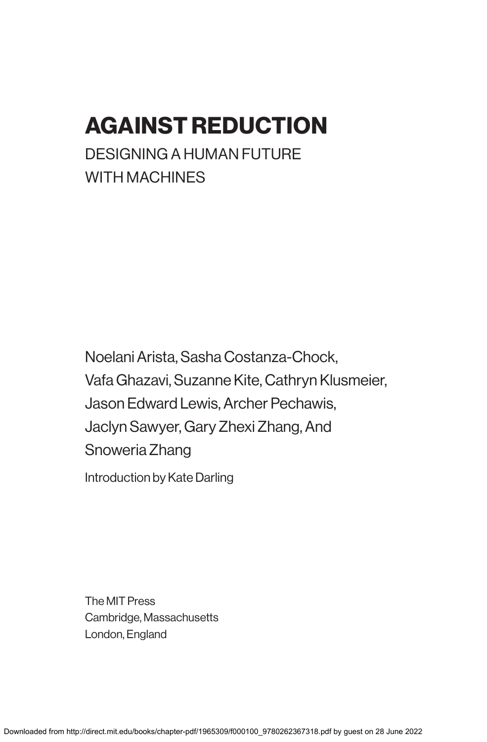# AGAINST REDUCTION

DESIGNING A HUMAN FUTURE WITH MACHINES

Noelani Arista, Sasha Costanza-Chock, Vafa Ghazavi, Suzanne Kite, Cathryn Klusmeier, Jason Edward Lewis, Archer Pechawis, Jaclyn Sawyer, Gary Zhexi Zhang, And Snoweria Zhang

Introduction by Kate Darling

The MIT Press
Cambridge, Massachusetts
London, England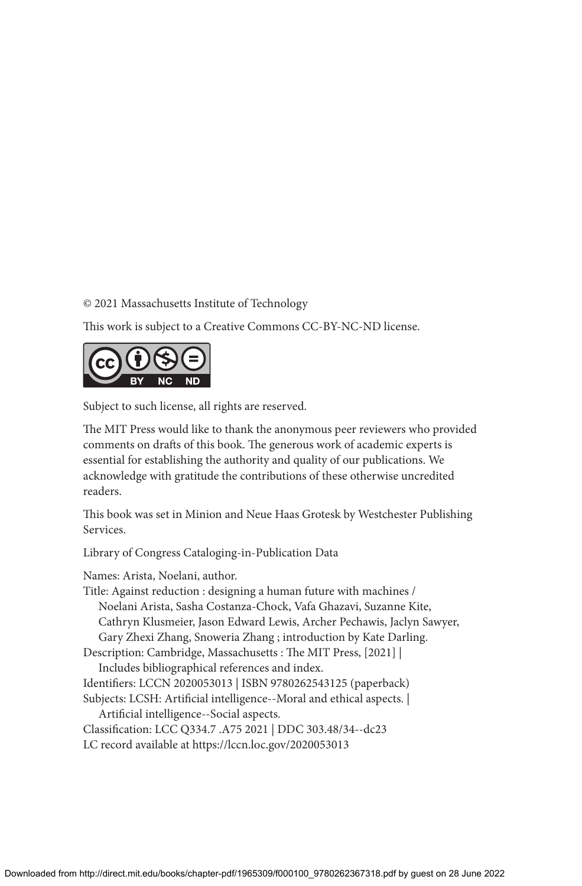© 2021 Massachusetts Institute of Technology

This work is subject to a Creative Commons CC-BY-NC-ND license.

Subject to such license, all rights are reserved.

The MIT Press would like to thank the anonymous peer reviewers who provided comments on drafts of this book. The generous work of academic experts is essential for establishing the authority and quality of our publications. We acknowledge with gratitude the contributions of these otherwise uncredited readers.

This book was set in Minion and Neue Haas Grotesk by Westchester Publishing Services.

Library of Congress Cataloging-in-Publication Data

Names: Arista, Noelani, author.
Title: Against reduction : designing a human future with machines / Noelani Arista, Sasha Costanza-Chock, Vafa Ghazavi, Suzanne Kite, Cathryn Klusmeier, Jason Edward Lewis, Archer Pechawis, Jaclyn Sawyer, Gary Zhexi Zhang, Snoweria Zhang ; introduction by Kate Darling.
Description: Cambridge, Massachusetts : The MIT Press, [2021] | Includes bibliographical references and index.
Identifiers: LCCN 2020053013 | ISBN 9780262543125 (paperback)
Subjects: LCSH: Artificial intelligence--Moral and ethical aspects. | Artificial intelligence--Social aspects.
Classification: LCC Q334.7 .A75 2021 | DDC 303.48/34--dc23
LC record available at https://lccn.loc.gov/2020053013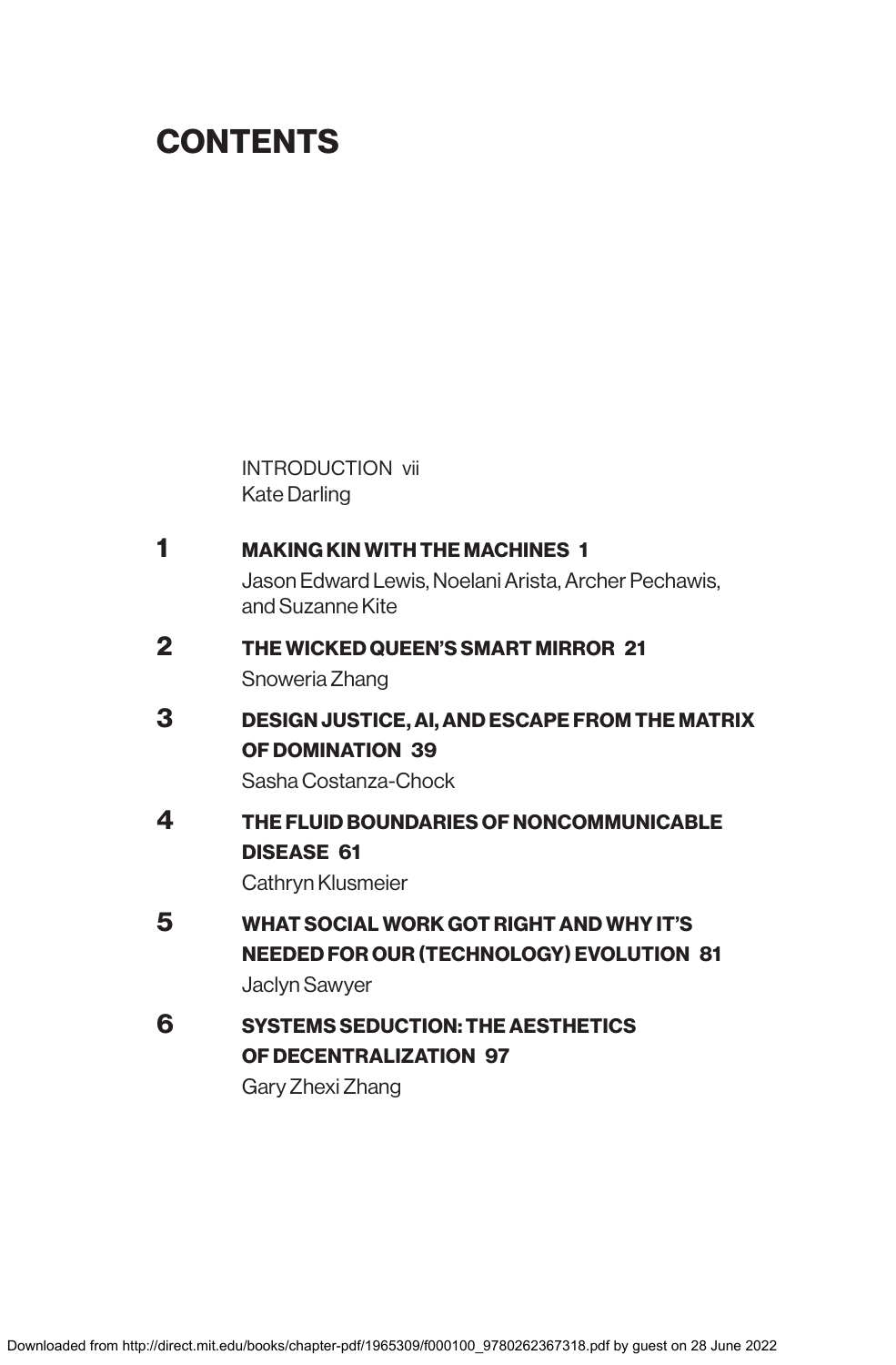# CONTENTS

INTRODUCTION vii
Kate Darling

**1** **MAKING KIN WITH THE MACHINES 1**
Jason Edward Lewis, Noelani Arista, Archer Pechawis, and Suzanne Kite

**2** **THE WICKED QUEEN'S SMART MIRROR 21**
Snoweria Zhang

**3** **DESIGN JUSTICE, AI, AND ESCAPE FROM THE MATRIX OF DOMINATION 39**
Sasha Costanza-Chock

**4** **THE FLUID BOUNDARIES OF NONCOMMUNICABLE DISEASE 61**
Cathryn Klusmeier

**5** **WHAT SOCIAL WORK GOT RIGHT AND WHY IT'S NEEDED FOR OUR (TECHNOLOGY) EVOLUTION 81**
Jaclyn Sawyer

**6** **SYSTEMS SEDUCTION: THE AESTHETICS OF DECENTRALIZATION 97**
Gary Zhexi Zhang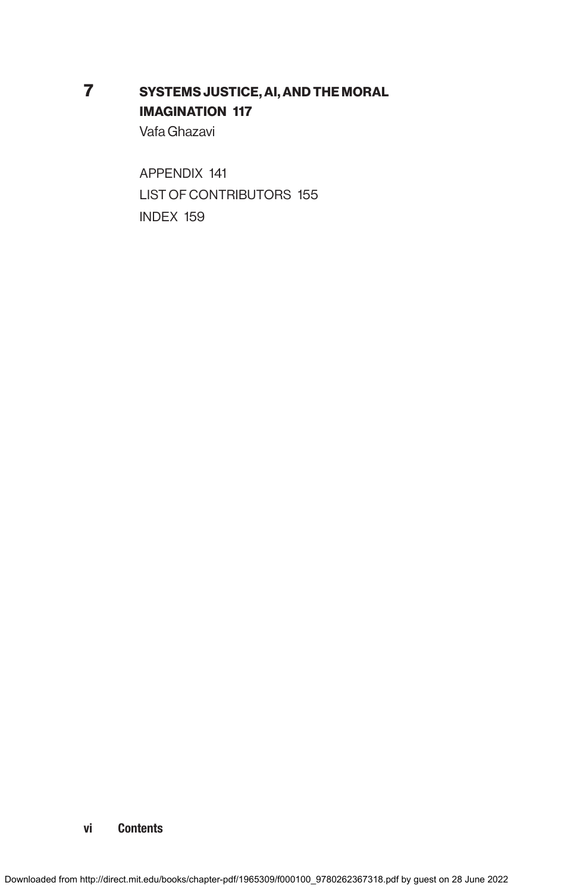**7 SYSTEMS JUSTICE, AI, AND THE MORAL IMAGINATION 117**
Vafa Ghazavi

APPENDIX 141
LIST OF CONTRIBUTORS 155
INDEX 159